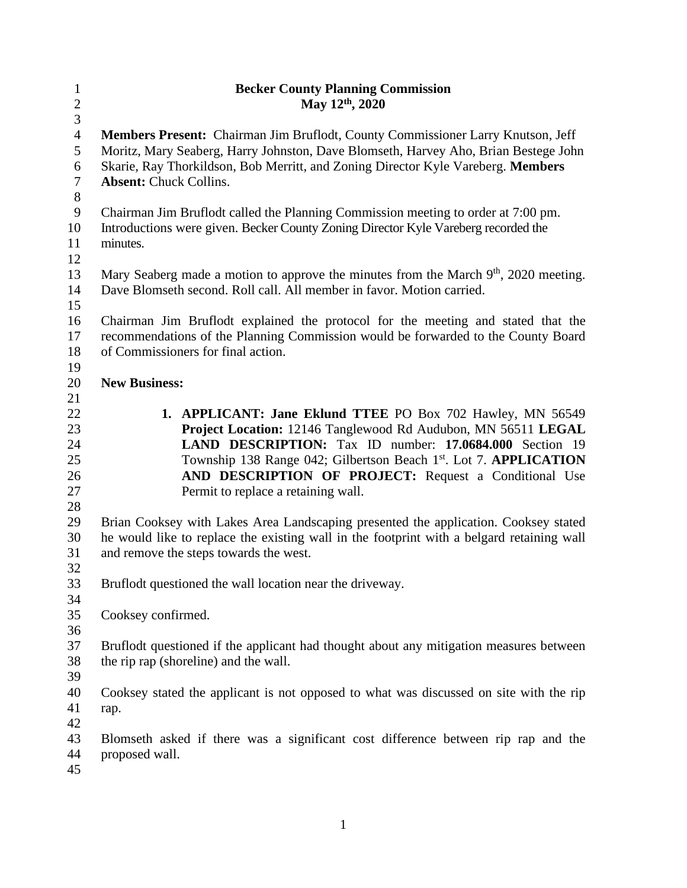# Becker County Planning Commission
## May 12th, 2020

**Members Present:** Chairman Jim Bruflodt, County Commissioner Larry Knutson, Jeff Moritz, Mary Seaberg, Harry Johnston, Dave Blomseth, Harvey Aho, Brian Bestege John Skarie, Ray Thorkildson, Bob Merritt, and Zoning Director Kyle Vareberg. **Members Absent:** Chuck Collins.

Chairman Jim Bruflodt called the Planning Commission meeting to order at 7:00 pm. Introductions were given. Becker County Zoning Director Kyle Vareberg recorded the minutes.

Mary Seaberg made a motion to approve the minutes from the March 9th, 2020 meeting. Dave Blomseth second. Roll call. All member in favor. Motion carried.

Chairman Jim Bruflodt explained the protocol for the meeting and stated that the recommendations of the Planning Commission would be forwarded to the County Board of Commissioners for final action.

**New Business:**

1. **APPLICANT: Jane Eklund TTEE** PO Box 702 Hawley, MN 56549 **Project Location:** 12146 Tanglewood Rd Audubon, MN 56511 **LEGAL LAND DESCRIPTION:** Tax ID number: **17.0684.000** Section 19 Township 138 Range 042; Gilbertson Beach 1st. Lot 7. **APPLICATION AND DESCRIPTION OF PROJECT:** Request a Conditional Use Permit to replace a retaining wall.

Brian Cooksey with Lakes Area Landscaping presented the application. Cooksey stated he would like to replace the existing wall in the footprint with a belgard retaining wall and remove the steps towards the west.

Bruflodt questioned the wall location near the driveway.

Cooksey confirmed.

Bruflodt questioned if the applicant had thought about any mitigation measures between the rip rap (shoreline) and the wall.

Cooksey stated the applicant is not opposed to what was discussed on site with the rip rap.

Blomseth asked if there was a significant cost difference between rip rap and the proposed wall.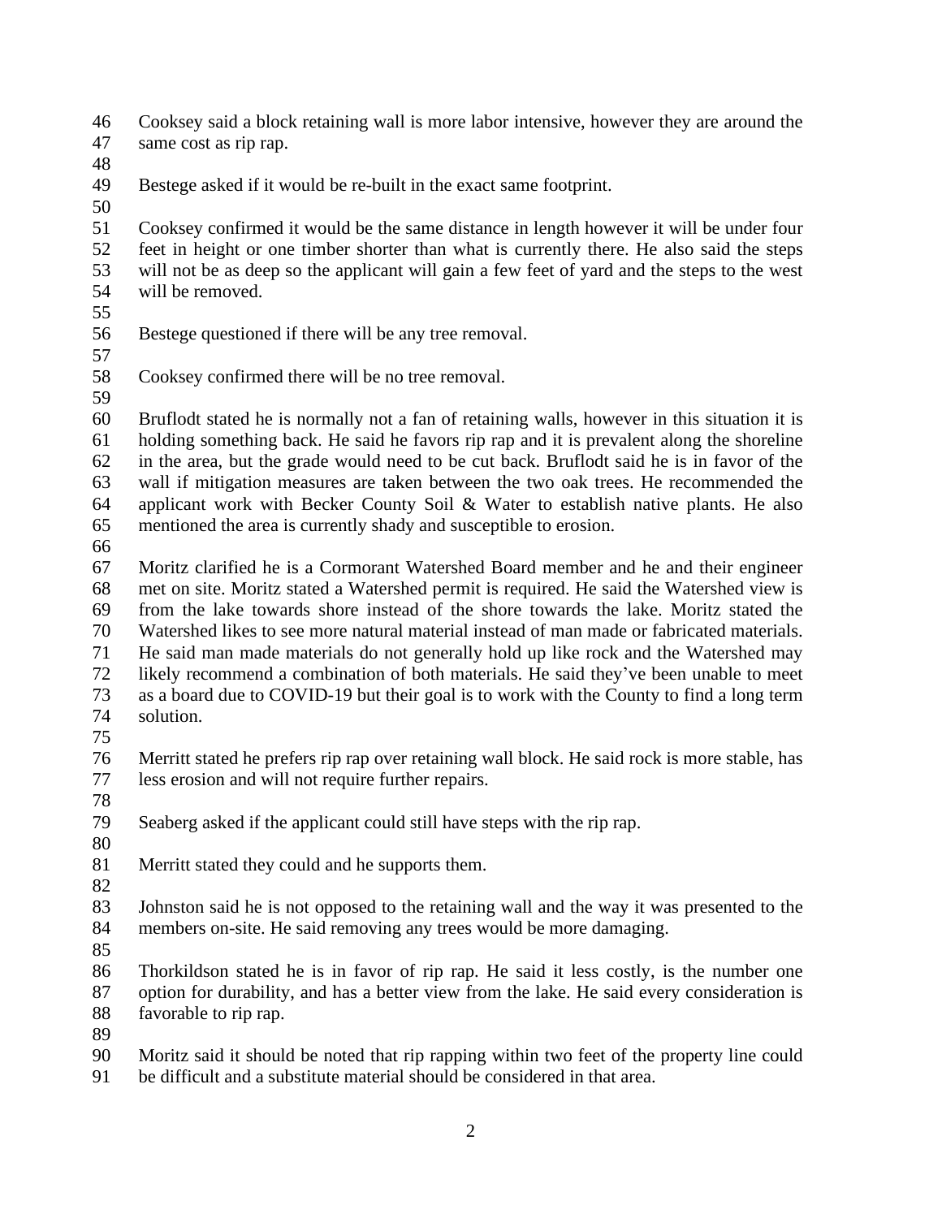Cooksey said a block retaining wall is more labor intensive, however they are around the same cost as rip rap.

Bestege asked if it would be re-built in the exact same footprint.

Cooksey confirmed it would be the same distance in length however it will be under four feet in height or one timber shorter than what is currently there. He also said the steps will not be as deep so the applicant will gain a few feet of yard and the steps to the west will be removed.

Bestege questioned if there will be any tree removal.

Cooksey confirmed there will be no tree removal.

Bruflodt stated he is normally not a fan of retaining walls, however in this situation it is holding something back. He said he favors rip rap and it is prevalent along the shoreline in the area, but the grade would need to be cut back. Bruflodt said he is in favor of the wall if mitigation measures are taken between the two oak trees. He recommended the applicant work with Becker County Soil & Water to establish native plants. He also mentioned the area is currently shady and susceptible to erosion.

Moritz clarified he is a Cormorant Watershed Board member and he and their engineer met on site. Moritz stated a Watershed permit is required. He said the Watershed view is from the lake towards shore instead of the shore towards the lake. Moritz stated the Watershed likes to see more natural material instead of man made or fabricated materials. He said man made materials do not generally hold up like rock and the Watershed may likely recommend a combination of both materials. He said they've been unable to meet as a board due to COVID-19 but their goal is to work with the County to find a long term solution.

Merritt stated he prefers rip rap over retaining wall block. He said rock is more stable, has less erosion and will not require further repairs.

Seaberg asked if the applicant could still have steps with the rip rap.

Merritt stated they could and he supports them.

Johnston said he is not opposed to the retaining wall and the way it was presented to the members on-site. He said removing any trees would be more damaging.

Thorkildson stated he is in favor of rip rap. He said it less costly, is the number one option for durability, and has a better view from the lake. He said every consideration is favorable to rip rap.

Moritz said it should be noted that rip rapping within two feet of the property line could be difficult and a substitute material should be considered in that area.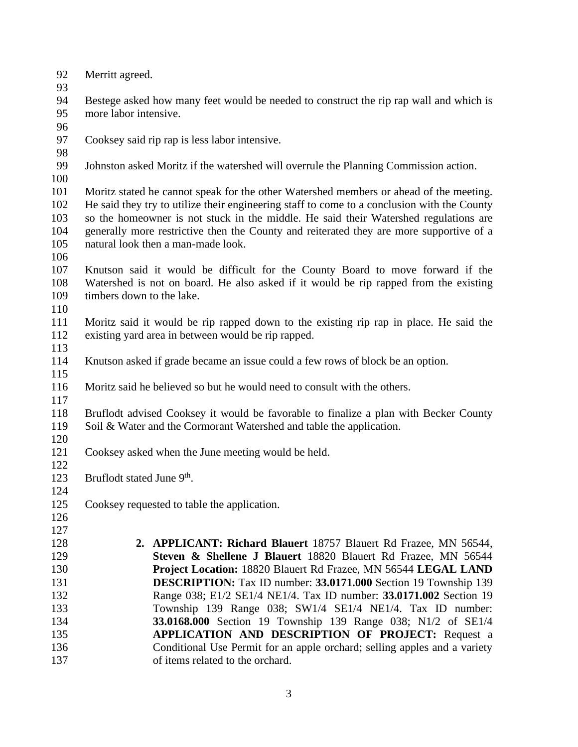Merritt agreed.

Bestege asked how many feet would be needed to construct the rip rap wall and which is more labor intensive.

Cooksey said rip rap is less labor intensive.

Johnston asked Moritz if the watershed will overrule the Planning Commission action.

Moritz stated he cannot speak for the other Watershed members or ahead of the meeting. He said they try to utilize their engineering staff to come to a conclusion with the County so the homeowner is not stuck in the middle. He said their Watershed regulations are generally more restrictive then the County and reiterated they are more supportive of a natural look then a man-made look.

Knutson said it would be difficult for the County Board to move forward if the Watershed is not on board. He also asked if it would be rip rapped from the existing timbers down to the lake.

Moritz said it would be rip rapped down to the existing rip rap in place. He said the existing yard area in between would be rip rapped.

Knutson asked if grade became an issue could a few rows of block be an option.

Moritz said he believed so but he would need to consult with the others.

Bruflodt advised Cooksey it would be favorable to finalize a plan with Becker County Soil & Water and the Cormorant Watershed and table the application.

Cooksey asked when the June meeting would be held.

Bruflodt stated June 9th.

Cooksey requested to table the application.

2. **APPLICANT: Richard Blauert** 18757 Blauert Rd Frazee, MN 56544, **Steven & Shellene J Blauert** 18820 Blauert Rd Frazee, MN 56544 **Project Location:** 18820 Blauert Rd Frazee, MN 56544 **LEGAL LAND DESCRIPTION:** Tax ID number: **33.0171.000** Section 19 Township 139 Range 038; E1/2 SE1/4 NE1/4. Tax ID number: **33.0171.002** Section 19 Township 139 Range 038; SW1/4 SE1/4 NE1/4. Tax ID number: **33.0168.000** Section 19 Township 139 Range 038; N1/2 of SE1/4 **APPLICATION AND DESCRIPTION OF PROJECT:** Request a Conditional Use Permit for an apple orchard; selling apples and a variety of items related to the orchard.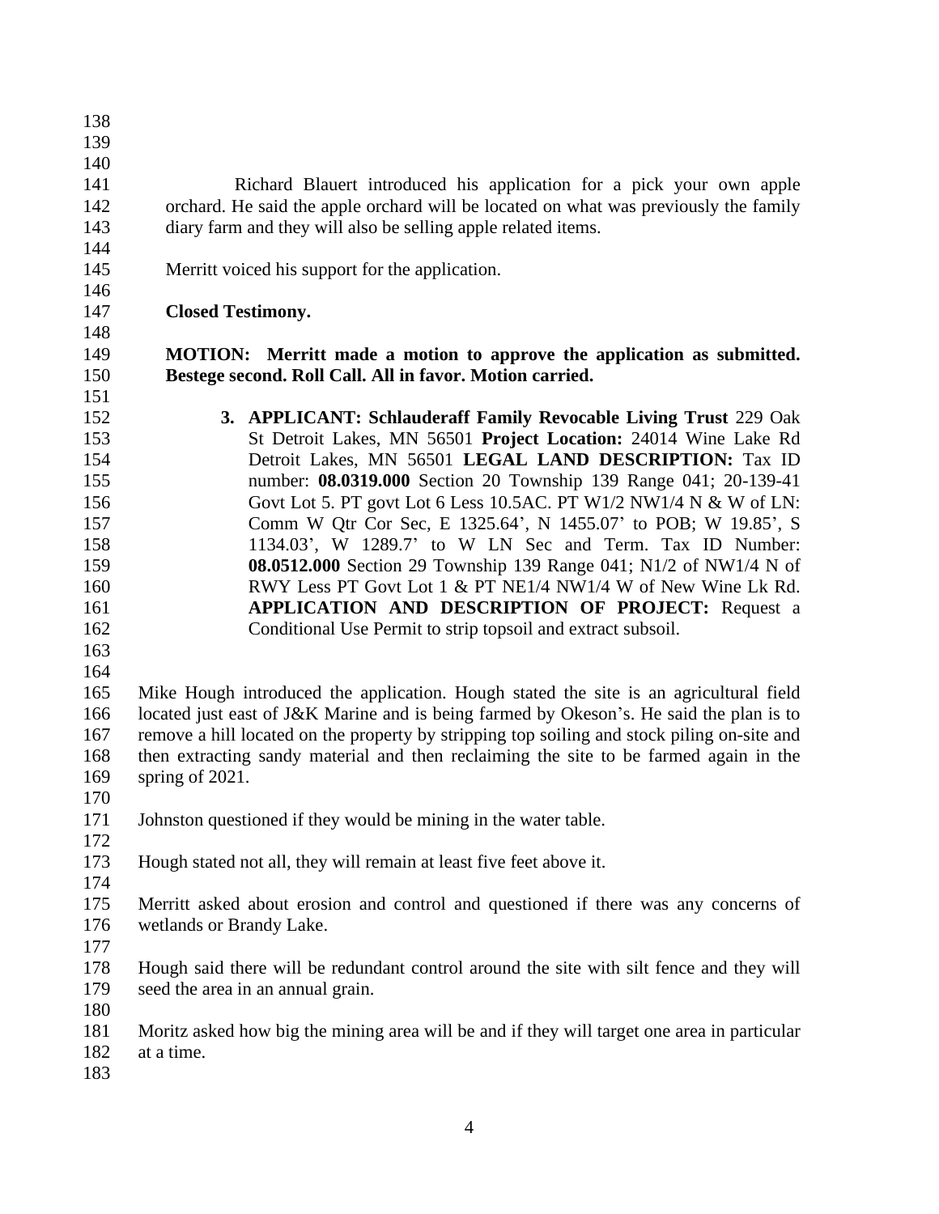Richard Blauert introduced his application for a pick your own apple orchard. He said the apple orchard will be located on what was previously the family diary farm and they will also be selling apple related items.

Merritt voiced his support for the application.

**Closed Testimony.**

**MOTION: Merritt made a motion to approve the application as submitted. Bestege second. Roll Call. All in favor. Motion carried.**

3. **APPLICANT: Schlauderaff Family Revocable Living Trust** 229 Oak St Detroit Lakes, MN 56501 **Project Location:** 24014 Wine Lake Rd Detroit Lakes, MN 56501 **LEGAL LAND DESCRIPTION:** Tax ID number: **08.0319.000** Section 20 Township 139 Range 041; 20-139-41 Govt Lot 5. PT govt Lot 6 Less 10.5AC. PT W1/2 NW1/4 N & W of LN: Comm W Qtr Cor Sec, E 1325.64', N 1455.07' to POB; W 19.85', S 1134.03', W 1289.7' to W LN Sec and Term. Tax ID Number: **08.0512.000** Section 29 Township 139 Range 041; N1/2 of NW1/4 N of RWY Less PT Govt Lot 1 & PT NE1/4 NW1/4 W of New Wine Lk Rd. **APPLICATION AND DESCRIPTION OF PROJECT:** Request a Conditional Use Permit to strip topsoil and extract subsoil.

Mike Hough introduced the application. Hough stated the site is an agricultural field located just east of J&K Marine and is being farmed by Okeson's. He said the plan is to remove a hill located on the property by stripping top soiling and stock piling on-site and then extracting sandy material and then reclaiming the site to be farmed again in the spring of 2021.

Johnston questioned if they would be mining in the water table.

Hough stated not all, they will remain at least five feet above it.

Merritt asked about erosion and control and questioned if there was any concerns of wetlands or Brandy Lake.

Hough said there will be redundant control around the site with silt fence and they will seed the area in an annual grain.

Moritz asked how big the mining area will be and if they will target one area in particular at a time.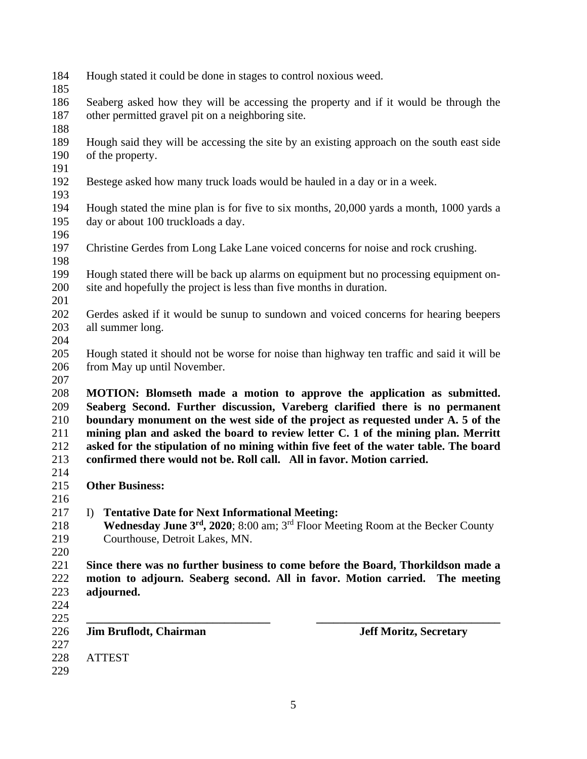Hough stated it could be done in stages to control noxious weed.

Seaberg asked how they will be accessing the property and if it would be through the other permitted gravel pit on a neighboring site.

Hough said they will be accessing the site by an existing approach on the south east side of the property.

Bestege asked how many truck loads would be hauled in a day or in a week.

Hough stated the mine plan is for five to six months, 20,000 yards a month, 1000 yards a day or about 100 truckloads a day.

Christine Gerdes from Long Lake Lane voiced concerns for noise and rock crushing.

Hough stated there will be back up alarms on equipment but no processing equipment on-site and hopefully the project is less than five months in duration.

Gerdes asked if it would be sunup to sundown and voiced concerns for hearing beepers all summer long.

Hough stated it should not be worse for noise than highway ten traffic and said it will be from May up until November.

**MOTION: Blomseth made a motion to approve the application as submitted. Seaberg Second. Further discussion, Vareberg clarified there is no permanent boundary monument on the west side of the project as requested under A. 5 of the mining plan and asked the board to review letter C. 1 of the mining plan. Merritt asked for the stipulation of no mining within five feet of the water table. The board confirmed there would not be. Roll call. All in favor. Motion carried.**

**Other Business:**

I) **Tentative Date for Next Informational Meeting:**
**Wednesday June 3rd, 2020**; 8:00 am; 3rd Floor Meeting Room at the Becker County Courthouse, Detroit Lakes, MN.

**Since there was no further business to come before the Board, Thorkildson made a motion to adjourn. Seaberg second. All in favor. Motion carried. The meeting adjourned.**

\_\_\_\_\_\_\_\_\_\_\_\_\_\_\_\_\_\_\_\_\_\_\_\_\_\_\_\_\_\_\_\_ \_\_\_\_\_\_\_\_\_\_\_\_\_\_\_\_\_\_\_\_\_\_\_\_\_\_\_\_\_\_\_\_

**Jim Bruflodt, Chairman** **Jeff Moritz, Secretary**

ATTEST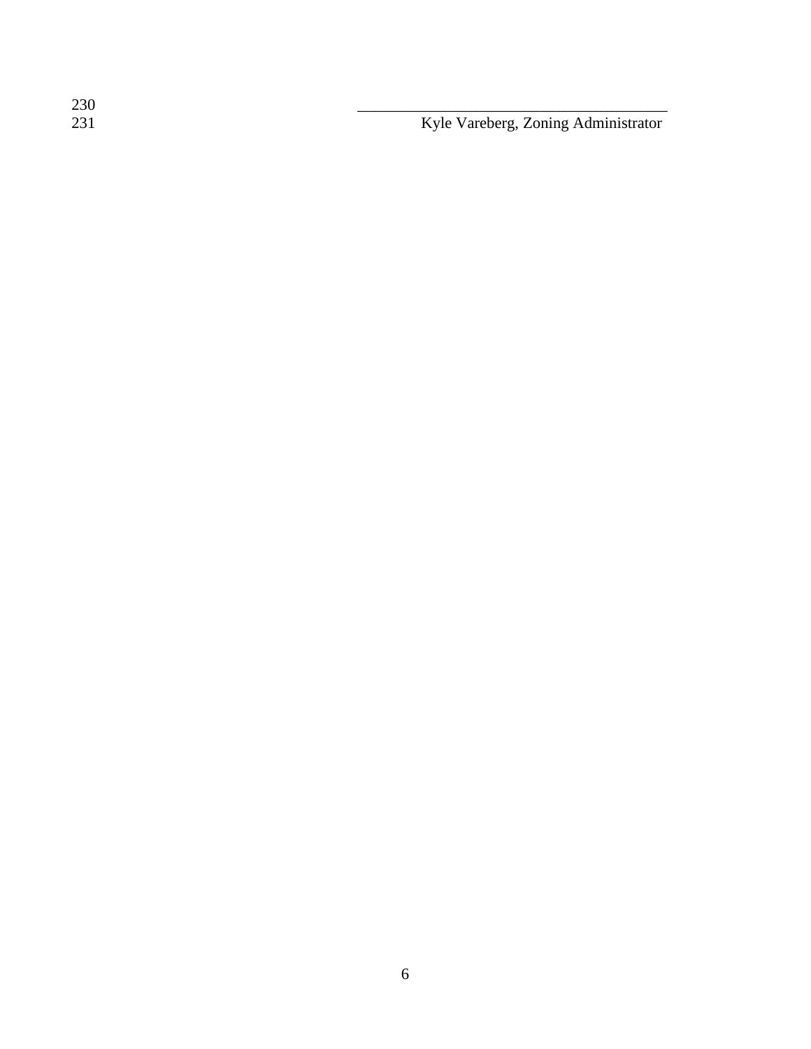230 \_\_\_\_\_\_\_\_\_\_\_\_\_\_\_\_\_\_\_\_\_\_\_\_\_\_\_\_\_\_\_\_\_\_\_\_\_\_\_\_

231 Kyle Vareberg, Zoning Administrator